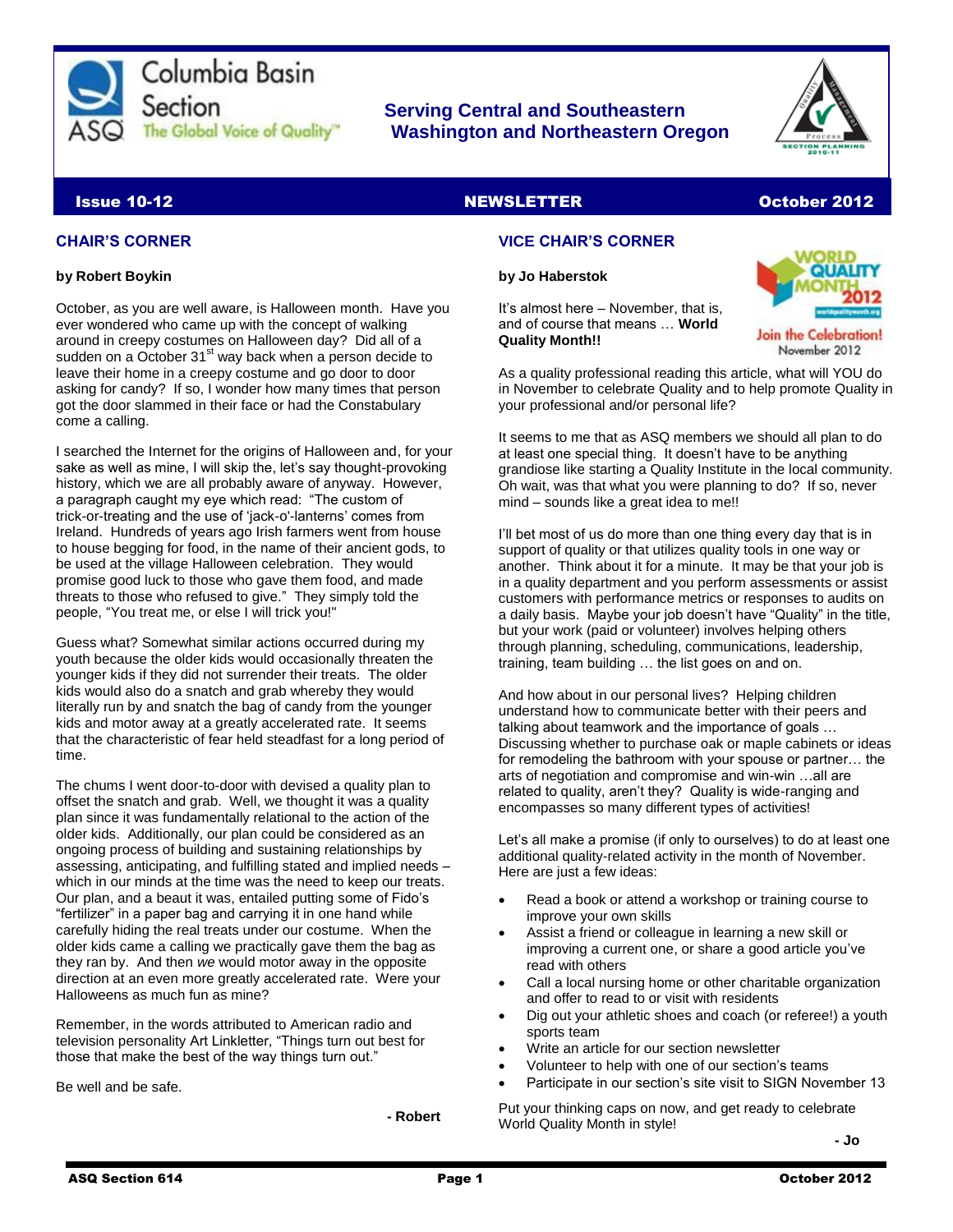Columbia Basin Section

ASQ The Global Voice of Quality

**Serving Central and Southeastern Washington and Northeastern Oregon**

**Issue 10-12** **NEWSLETTER** **October 2012**

## CHAIR'S CORNER

**by Robert Boykin**

October, as you are well aware, is Halloween month. Have you ever wondered who came up with the concept of walking around in creepy costumes on Halloween day? Did all of a sudden on a October 31st way back when a person decide to leave their home in a creepy costume and go door to door asking for candy? If so, I wonder how many times that person got the door slammed in their face or had the Constabulary come a calling.

I searched the Internet for the origins of Halloween and, for your sake as well as mine, I will skip the, let's say thought-provoking history, which we are all probably aware of anyway. However, a paragraph caught my eye which read: "The custom of trick-or-treating and the use of 'jack-o'-lanterns' comes from Ireland. Hundreds of years ago Irish farmers went from house to house begging for food, in the name of their ancient gods, to be used at the village Halloween celebration. They would promise good luck to those who gave them food, and made threats to those who refused to give." They simply told the people, "You treat me, or else I will trick you!"

Guess what? Somewhat similar actions occurred during my youth because the older kids would occasionally threaten the younger kids if they did not surrender their treats. The older kids would also do a snatch and grab whereby they would literally run by and snatch the bag of candy from the younger kids and motor away at a greatly accelerated rate. It seems that the characteristic of fear held steadfast for a long period of time.

The chums I went door-to-door with devised a quality plan to offset the snatch and grab. Well, we thought it was a quality plan since it was fundamentally relational to the action of the older kids. Additionally, our plan could be considered as an ongoing process of building and sustaining relationships by assessing, anticipating, and fulfilling stated and implied needs – which in our minds at the time was the need to keep our treats. Our plan, and a beaut it was, entailed putting some of Fido's "fertilizer" in a paper bag and carrying it in one hand while carefully hiding the real treats under our costume. When the older kids came a calling we practically gave them the bag as they ran by. And then *we* would motor away in the opposite direction at an even more greatly accelerated rate. Were your Halloweens as much fun as mine?

Remember, in the words attributed to American radio and television personality Art Linkletter, "Things turn out best for those that make the best of the way things turn out."

Be well and be safe.

**- Robert**

## VICE CHAIR'S CORNER

**by Jo Haberstok**

It's almost here – November, that is, and of course that means … **World Quality Month!!**

As a quality professional reading this article, what will YOU do in November to celebrate Quality and to help promote Quality in your professional and/or personal life?

It seems to me that as ASQ members we should all plan to do at least one special thing. It doesn't have to be anything grandiose like starting a Quality Institute in the local community. Oh wait, was that what you were planning to do? If so, never mind – sounds like a great idea to me!!

I'll bet most of us do more than one thing every day that is in support of quality or that utilizes quality tools in one way or another. Think about it for a minute. It may be that your job is in a quality department and you perform assessments or assist customers with performance metrics or responses to audits on a daily basis. Maybe your job doesn't have "Quality" in the title, but your work (paid or volunteer) involves helping others through planning, scheduling, communications, leadership, training, team building … the list goes on and on.

And how about in our personal lives? Helping children understand how to communicate better with their peers and talking about teamwork and the importance of goals … Discussing whether to purchase oak or maple cabinets or ideas for remodeling the bathroom with your spouse or partner… the arts of negotiation and compromise and win-win …all are related to quality, aren't they? Quality is wide-ranging and encompasses so many different types of activities!

Let's all make a promise (if only to ourselves) to do at least one additional quality-related activity in the month of November. Here are just a few ideas:

- Read a book or attend a workshop or training course to improve your own skills
- Assist a friend or colleague in learning a new skill or improving a current one, or share a good article you've read with others
- Call a local nursing home or other charitable organization and offer to read to or visit with residents
- Dig out your athletic shoes and coach (or referee!) a youth sports team
- Write an article for our section newsletter
- Volunteer to help with one of our section's teams
- Participate in our section's site visit to SIGN November 13

Put your thinking caps on now, and get ready to celebrate World Quality Month in style!

**- Jo**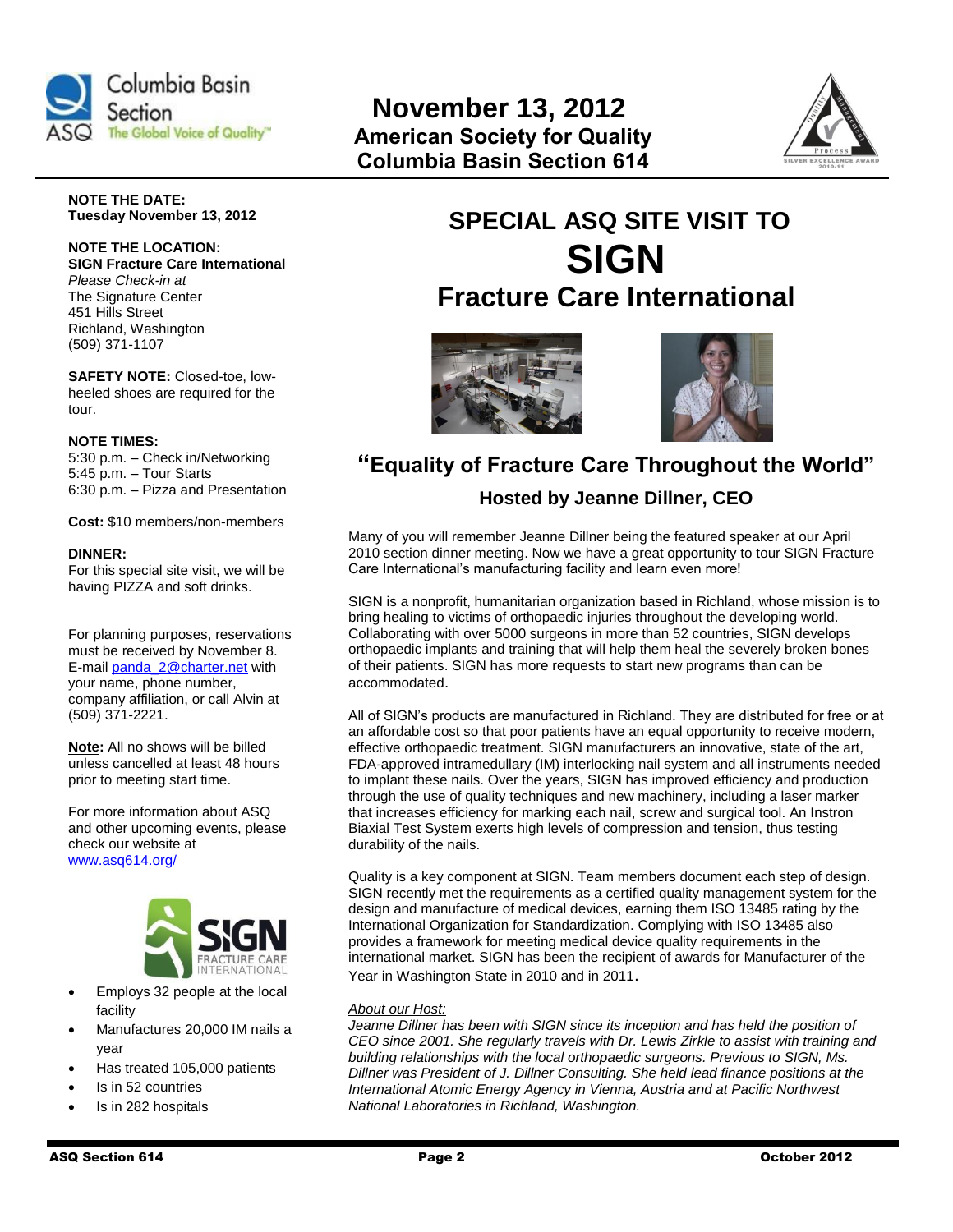# November 13, 2012

## American Society for Quality
## Columbia Basin Section 614

**NOTE THE DATE:**
**Tuesday November 13, 2012**

**NOTE THE LOCATION:**
**SIGN Fracture Care International**
*Please Check-in at*
The Signature Center
451 Hills Street
Richland, Washington
(509) 371-1107

**SAFETY NOTE:** Closed-toe, low-heeled shoes are required for the tour.

**NOTE TIMES:**
5:30 p.m. – Check in/Networking
5:45 p.m. – Tour Starts
6:30 p.m. – Pizza and Presentation

**Cost:** $10 members/non-members

**DINNER:**
For this special site visit, we will be having PIZZA and soft drinks.

For planning purposes, reservations must be received by November 8. E-mail panda_2@charter.net with your name, phone number, company affiliation, or call Alvin at (509) 371-2221.

**Note:** All no shows will be billed unless cancelled at least 48 hours prior to meeting start time.

For more information about ASQ and other upcoming events, please check our website at www.asq614.org/

- Employs 32 people at the local facility
- Manufactures 20,000 IM nails a year
- Has treated 105,000 patients
- Is in 52 countries
- Is in 282 hospitals

# SPECIAL ASQ SITE VISIT TO SIGN Fracture Care International

## "Equality of Fracture Care Throughout the World"

### Hosted by Jeanne Dillner, CEO

Many of you will remember Jeanne Dillner being the featured speaker at our April 2010 section dinner meeting. Now we have a great opportunity to tour SIGN Fracture Care International's manufacturing facility and learn even more!

SIGN is a nonprofit, humanitarian organization based in Richland, whose mission is to bring healing to victims of orthopaedic injuries throughout the developing world. Collaborating with over 5000 surgeons in more than 52 countries, SIGN develops orthopaedic implants and training that will help them heal the severely broken bones of their patients. SIGN has more requests to start new programs than can be accommodated.

All of SIGN's products are manufactured in Richland. They are distributed for free or at an affordable cost so that poor patients have an equal opportunity to receive modern, effective orthopaedic treatment. SIGN manufacturers an innovative, state of the art, FDA-approved intramedullary (IM) interlocking nail system and all instruments needed to implant these nails. Over the years, SIGN has improved efficiency and production through the use of quality techniques and new machinery, including a laser marker that increases efficiency for marking each nail, screw and surgical tool. An Instron Biaxial Test System exerts high levels of compression and tension, thus testing durability of the nails.

Quality is a key component at SIGN. Team members document each step of design. SIGN recently met the requirements as a certified quality management system for the design and manufacture of medical devices, earning them ISO 13485 rating by the International Organization for Standardization. Complying with ISO 13485 also provides a framework for meeting medical device quality requirements in the international market. SIGN has been the recipient of awards for Manufacturer of the Year in Washington State in 2010 and in 2011.

*About our Host:*

*Jeanne Dillner has been with SIGN since its inception and has held the position of CEO since 2001. She regularly travels with Dr. Lewis Zirkle to assist with training and building relationships with the local orthopaedic surgeons. Previous to SIGN, Ms. Dillner was President of J. Dillner Consulting. She held lead finance positions at the International Atomic Energy Agency in Vienna, Austria and at Pacific Northwest National Laboratories in Richland, Washington.*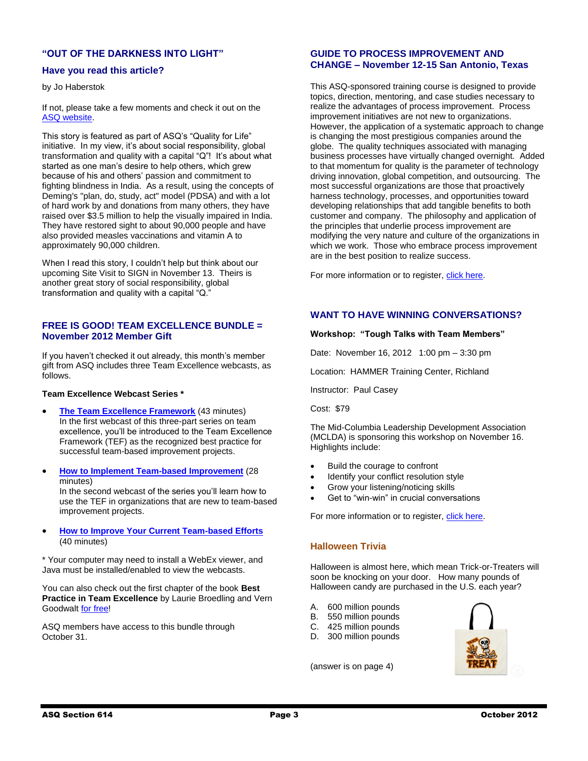## "OUT OF THE DARKNESS INTO LIGHT"

### Have you read this article?

by Jo Haberstok

If not, please take a few moments and check it out on the ASQ website.

This story is featured as part of ASQ's "Quality for Life" initiative. In my view, it's about social responsibility, global transformation and quality with a capital "Q"! It's about what started as one man's desire to help others, which grew because of his and others' passion and commitment to fighting blindness in India. As a result, using the concepts of Deming's "plan, do, study, act" model (PDSA) and with a lot of hard work by and donations from many others, they have raised over $3.5 million to help the visually impaired in India. They have restored sight to about 90,000 people and have also provided measles vaccinations and vitamin A to approximately 90,000 children.

When I read this story, I couldn't help but think about our upcoming Site Visit to SIGN in November 13. Theirs is another great story of social responsibility, global transformation and quality with a capital "Q."

## FREE IS GOOD! TEAM EXCELLENCE BUNDLE = November 2012 Member Gift

If you haven't checked it out already, this month's member gift from ASQ includes three Team Excellence webcasts, as follows.

**Team Excellence Webcast Series ***

- **The Team Excellence Framework** (43 minutes)
  In the first webcast of this three-part series on team excellence, you'll be introduced to the Team Excellence Framework (TEF) as the recognized best practice for successful team-based improvement projects.
- **How to Implement Team-based Improvement** (28 minutes)
  In the second webcast of the series you'll learn how to use the TEF in organizations that are new to team-based improvement projects.
- **How to Improve Your Current Team-based Efforts** (40 minutes)

* Your computer may need to install a WebEx viewer, and Java must be installed/enabled to view the webcasts.

You can also check out the first chapter of the book **Best Practice in Team Excellence** by Laurie Broedling and Vern Goodwalt for free!

ASQ members have access to this bundle through October 31.

## GUIDE TO PROCESS IMPROVEMENT AND CHANGE – November 12-15 San Antonio, Texas

This ASQ-sponsored training course is designed to provide topics, direction, mentoring, and case studies necessary to realize the advantages of process improvement. Process improvement initiatives are not new to organizations. However, the application of a systematic approach to change is changing the most prestigious companies around the globe. The quality techniques associated with managing business processes have virtually changed overnight. Added to that momentum for quality is the parameter of technology driving innovation, global competition, and outsourcing. The most successful organizations are those that proactively harness technology, processes, and opportunities toward developing relationships that add tangible benefits to both customer and company. The philosophy and application of the principles that underlie process improvement are modifying the very nature and culture of the organizations in which we work. Those who embrace process improvement are in the best position to realize success.

For more information or to register, click here.

## WANT TO HAVE WINNING CONVERSATIONS?

**Workshop: "Tough Talks with Team Members"**

Date: November 16, 2012 1:00 pm – 3:30 pm

Location: HAMMER Training Center, Richland

Instructor: Paul Casey

Cost: $79

The Mid-Columbia Leadership Development Association (MCLDA) is sponsoring this workshop on November 16. Highlights include:

- Build the courage to confront
- Identify your conflict resolution style
- Grow your listening/noticing skills
- Get to "win-win" in crucial conversations

For more information or to register, click here.

## Halloween Trivia

Halloween is almost here, which mean Trick-or-Treaters will soon be knocking on your door. How many pounds of Halloween candy are purchased in the U.S. each year?

A. 600 million pounds
B. 550 million pounds
C. 425 million pounds
D. 300 million pounds

(answer is on page 4)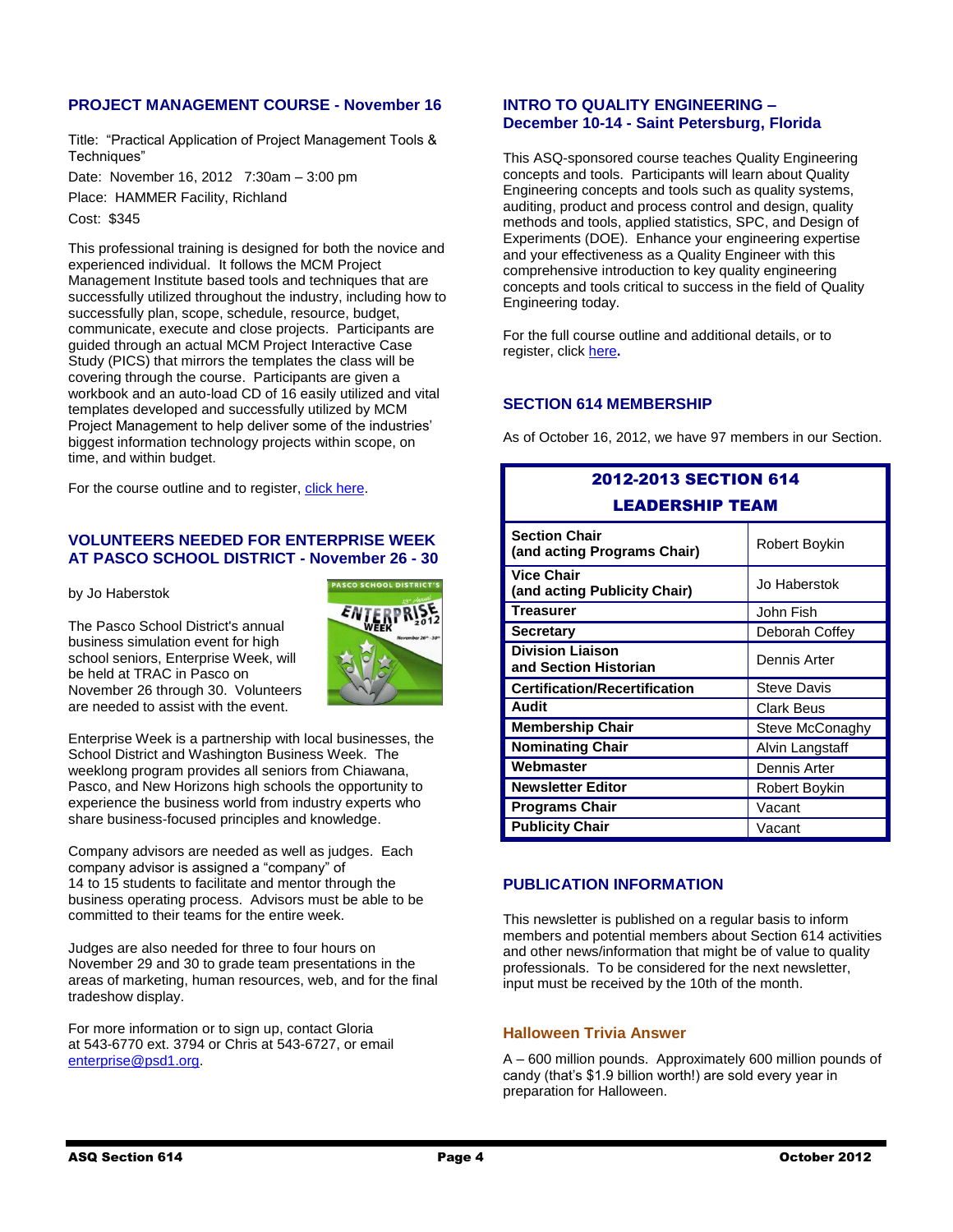## PROJECT MANAGEMENT COURSE - November 16

Title: "Practical Application of Project Management Tools & Techniques"

Date: November 16, 2012 7:30am – 3:00 pm

Place: HAMMER Facility, Richland

Cost: $345

This professional training is designed for both the novice and experienced individual. It follows the MCM Project Management Institute based tools and techniques that are successfully utilized throughout the industry, including how to successfully plan, scope, schedule, resource, budget, communicate, execute and close projects. Participants are guided through an actual MCM Project Interactive Case Study (PICS) that mirrors the templates the class will be covering through the course. Participants are given a workbook and an auto-load CD of 16 easily utilized and vital templates developed and successfully utilized by MCM Project Management to help deliver some of the industries' biggest information technology projects within scope, on time, and within budget.

For the course outline and to register, click here.

## VOLUNTEERS NEEDED FOR ENTERPRISE WEEK AT PASCO SCHOOL DISTRICT - November 26 - 30

by Jo Haberstok

The Pasco School District's annual business simulation event for high school seniors, Enterprise Week, will be held at TRAC in Pasco on November 26 through 30. Volunteers are needed to assist with the event.

Enterprise Week is a partnership with local businesses, the School District and Washington Business Week. The weeklong program provides all seniors from Chiawana, Pasco, and New Horizons high schools the opportunity to experience the business world from industry experts who share business-focused principles and knowledge.

Company advisors are needed as well as judges. Each company advisor is assigned a "company" of 14 to 15 students to facilitate and mentor through the business operating process. Advisors must be able to be committed to their teams for the entire week.

Judges are also needed for three to four hours on November 29 and 30 to grade team presentations in the areas of marketing, human resources, web, and for the final tradeshow display.

For more information or to sign up, contact Gloria at 543-6770 ext. 3794 or Chris at 543-6727, or email enterprise@psd1.org.

## INTRO TO QUALITY ENGINEERING – December 10-14 - Saint Petersburg, Florida

This ASQ-sponsored course teaches Quality Engineering concepts and tools. Participants will learn about Quality Engineering concepts and tools such as quality systems, auditing, product and process control and design, quality methods and tools, applied statistics, SPC, and Design of Experiments (DOE). Enhance your engineering expertise and your effectiveness as a Quality Engineer with this comprehensive introduction to key quality engineering concepts and tools critical to success in the field of Quality Engineering today.

For the full course outline and additional details, or to register, click here.

## SECTION 614 MEMBERSHIP

As of October 16, 2012, we have 97 members in our Section.

**2012-2013 SECTION 614 LEADERSHIP TEAM**

| | |
|---|---|
| **Section Chair (and acting Programs Chair)** | Robert Boykin |
| **Vice Chair (and acting Publicity Chair)** | Jo Haberstok |
| **Treasurer** | John Fish |
| **Secretary** | Deborah Coffey |
| **Division Liaison and Section Historian** | Dennis Arter |
| **Certification/Recertification** | Steve Davis |
| **Audit** | Clark Beus |
| **Membership Chair** | Steve McConaghy |
| **Nominating Chair** | Alvin Langstaff |
| **Webmaster** | Dennis Arter |
| **Newsletter Editor** | Robert Boykin |
| **Programs Chair** | Vacant |
| **Publicity Chair** | Vacant |

## PUBLICATION INFORMATION

This newsletter is published on a regular basis to inform members and potential members about Section 614 activities and other news/information that might be of value to quality professionals. To be considered for the next newsletter, input must be received by the 10th of the month.

### Halloween Trivia Answer

A – 600 million pounds. Approximately 600 million pounds of candy (that's $1.9 billion worth!) are sold every year in preparation for Halloween.